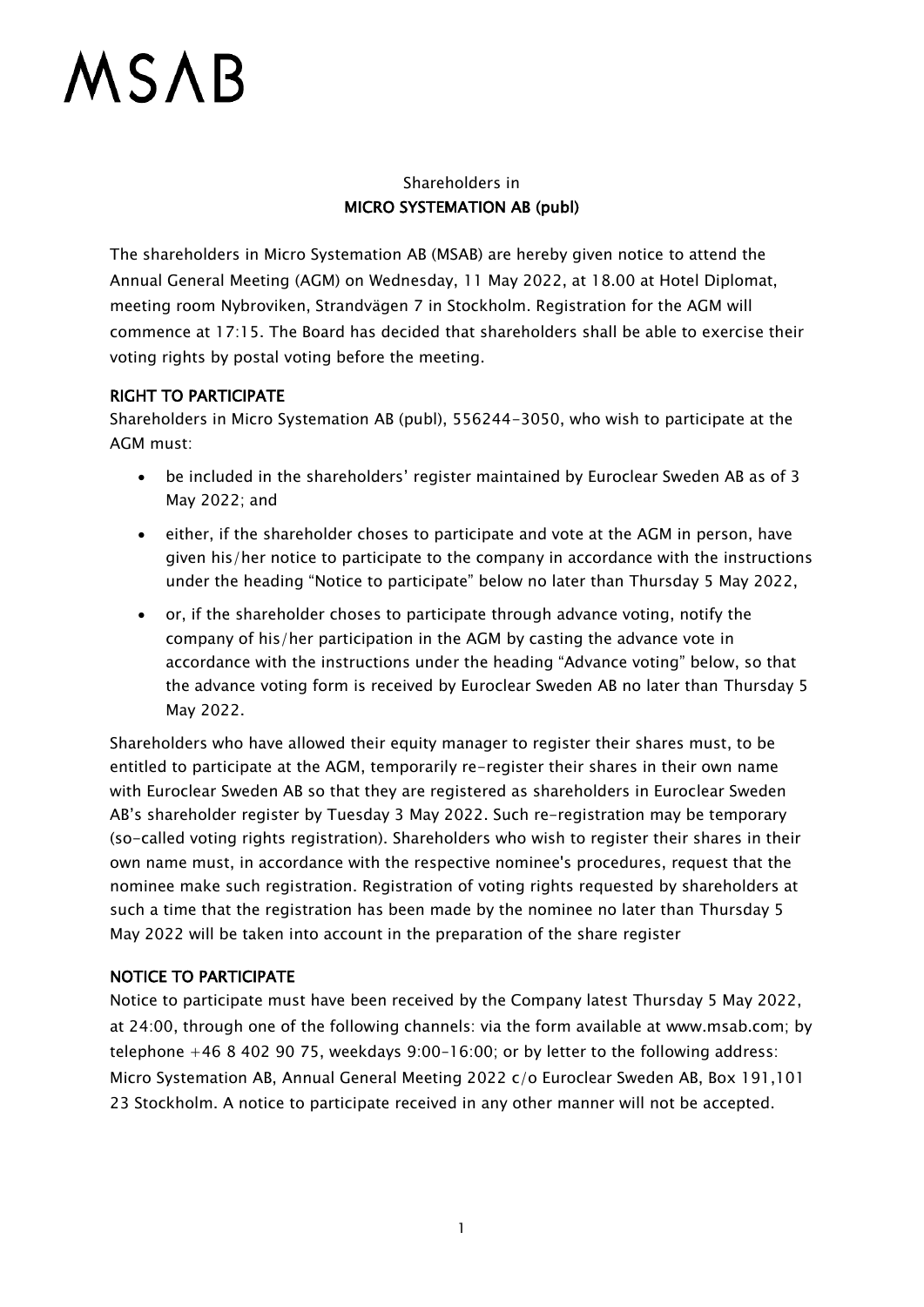# MSAB

Shareholders in
**MICRO SYSTEMATION AB (publ)**

The shareholders in Micro Systemation AB (MSAB) are hereby given notice to attend the Annual General Meeting (AGM) on Wednesday, 11 May 2022, at 18.00 at Hotel Diplomat, meeting room Nybroviken, Strandvägen 7 in Stockholm. Registration for the AGM will commence at 17:15. The Board has decided that shareholders shall be able to exercise their voting rights by postal voting before the meeting.

## RIGHT TO PARTICIPATE

Shareholders in Micro Systemation AB (publ), 556244-3050, who wish to participate at the AGM must:

- be included in the shareholders' register maintained by Euroclear Sweden AB as of 3 May 2022; and
- either, if the shareholder choses to participate and vote at the AGM in person, have given his/her notice to participate to the company in accordance with the instructions under the heading "Notice to participate" below no later than Thursday 5 May 2022,
- or, if the shareholder choses to participate through advance voting, notify the company of his/her participation in the AGM by casting the advance vote in accordance with the instructions under the heading "Advance voting" below, so that the advance voting form is received by Euroclear Sweden AB no later than Thursday 5 May 2022.

Shareholders who have allowed their equity manager to register their shares must, to be entitled to participate at the AGM, temporarily re-register their shares in their own name with Euroclear Sweden AB so that they are registered as shareholders in Euroclear Sweden AB's shareholder register by Tuesday 3 May 2022. Such re-registration may be temporary (so-called voting rights registration). Shareholders who wish to register their shares in their own name must, in accordance with the respective nominee's procedures, request that the nominee make such registration. Registration of voting rights requested by shareholders at such a time that the registration has been made by the nominee no later than Thursday 5 May 2022 will be taken into account in the preparation of the share register

## NOTICE TO PARTICIPATE

Notice to participate must have been received by the Company latest Thursday 5 May 2022, at 24:00, through one of the following channels: via the form available at www.msab.com; by telephone +46 8 402 90 75, weekdays 9:00-16:00; or by letter to the following address: Micro Systemation AB, Annual General Meeting 2022 c/o Euroclear Sweden AB, Box 191,101 23 Stockholm. A notice to participate received in any other manner will not be accepted.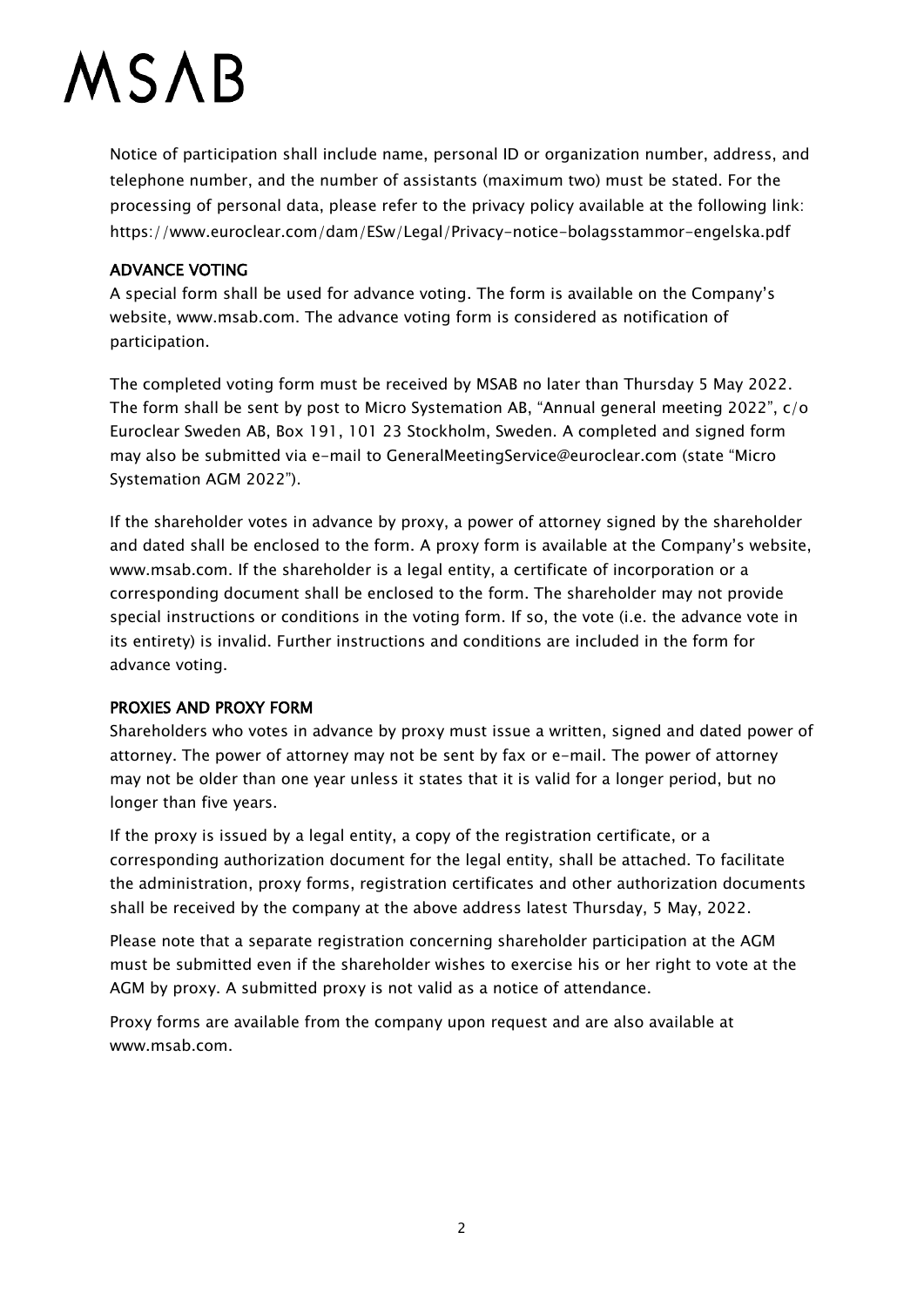Notice of participation shall include name, personal ID or organization number, address, and telephone number, and the number of assistants (maximum two) must be stated. For the processing of personal data, please refer to the privacy policy available at the following link: https://www.euroclear.com/dam/ESw/Legal/Privacy-notice-bolagsstammor-engelska.pdf

## ADVANCE VOTING

A special form shall be used for advance voting. The form is available on the Company's website, www.msab.com. The advance voting form is considered as notification of participation.

The completed voting form must be received by MSAB no later than Thursday 5 May 2022. The form shall be sent by post to Micro Systemation AB, "Annual general meeting 2022", c/o Euroclear Sweden AB, Box 191, 101 23 Stockholm, Sweden. A completed and signed form may also be submitted via e-mail to GeneralMeetingService@euroclear.com (state "Micro Systemation AGM 2022").

If the shareholder votes in advance by proxy, a power of attorney signed by the shareholder and dated shall be enclosed to the form. A proxy form is available at the Company's website, www.msab.com. If the shareholder is a legal entity, a certificate of incorporation or a corresponding document shall be enclosed to the form. The shareholder may not provide special instructions or conditions in the voting form. If so, the vote (i.e. the advance vote in its entirety) is invalid. Further instructions and conditions are included in the form for advance voting.

## PROXIES AND PROXY FORM

Shareholders who votes in advance by proxy must issue a written, signed and dated power of attorney. The power of attorney may not be sent by fax or e-mail. The power of attorney may not be older than one year unless it states that it is valid for a longer period, but no longer than five years.

If the proxy is issued by a legal entity, a copy of the registration certificate, or a corresponding authorization document for the legal entity, shall be attached. To facilitate the administration, proxy forms, registration certificates and other authorization documents shall be received by the company at the above address latest Thursday, 5 May, 2022.

Please note that a separate registration concerning shareholder participation at the AGM must be submitted even if the shareholder wishes to exercise his or her right to vote at the AGM by proxy. A submitted proxy is not valid as a notice of attendance.

Proxy forms are available from the company upon request and are also available at www.msab.com.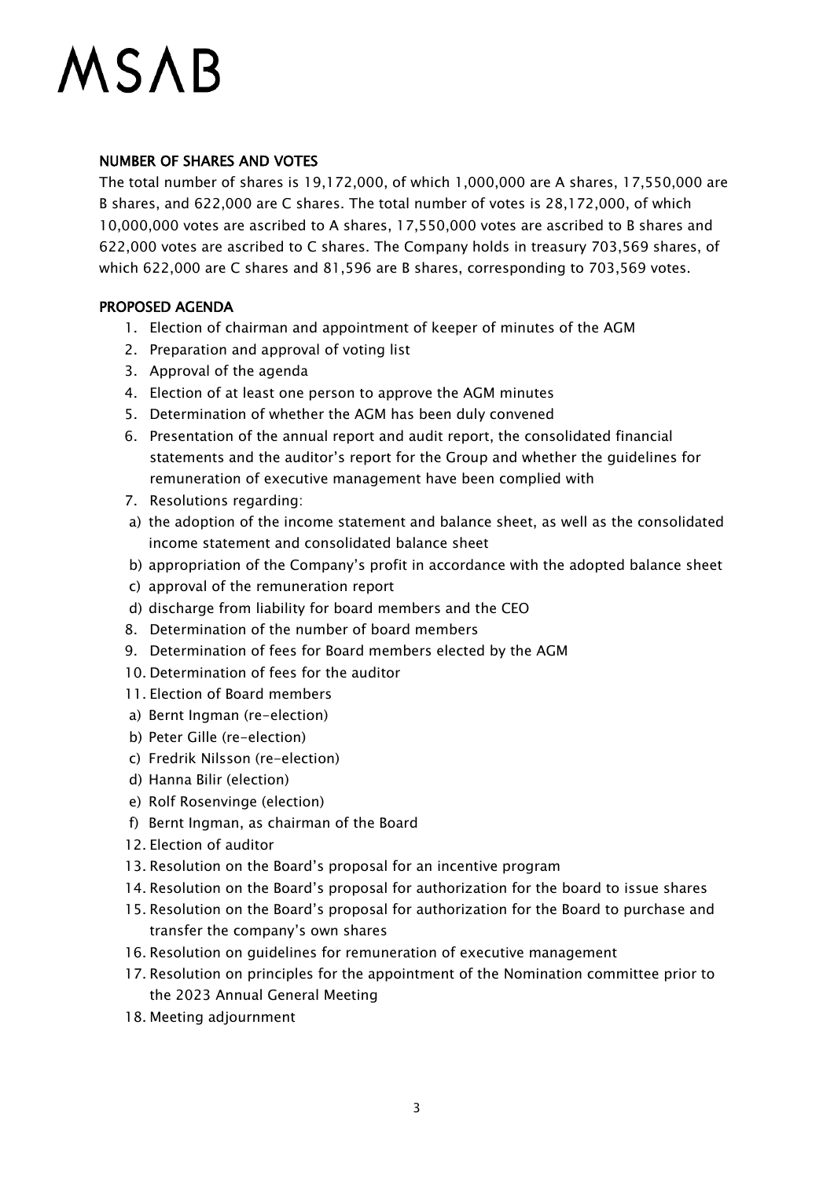## NUMBER OF SHARES AND VOTES

The total number of shares is 19,172,000, of which 1,000,000 are A shares, 17,550,000 are B shares, and 622,000 are C shares. The total number of votes is 28,172,000, of which 10,000,000 votes are ascribed to A shares, 17,550,000 votes are ascribed to B shares and 622,000 votes are ascribed to C shares. The Company holds in treasury 703,569 shares, of which 622,000 are C shares and 81,596 are B shares, corresponding to 703,569 votes.

## PROPOSED AGENDA

1. Election of chairman and appointment of keeper of minutes of the AGM
2. Preparation and approval of voting list
3. Approval of the agenda
4. Election of at least one person to approve the AGM minutes
5. Determination of whether the AGM has been duly convened
6. Presentation of the annual report and audit report, the consolidated financial statements and the auditor's report for the Group and whether the guidelines for remuneration of executive management have been complied with
7. Resolutions regarding:
   a) the adoption of the income statement and balance sheet, as well as the consolidated income statement and consolidated balance sheet
   b) appropriation of the Company's profit in accordance with the adopted balance sheet
   c) approval of the remuneration report
   d) discharge from liability for board members and the CEO
8. Determination of the number of board members
9. Determination of fees for Board members elected by the AGM
10. Determination of fees for the auditor
11. Election of Board members
    a) Bernt Ingman (re-election)
    b) Peter Gille (re-election)
    c) Fredrik Nilsson (re-election)
    d) Hanna Bilir (election)
    e) Rolf Rosenvinge (election)
    f) Bernt Ingman, as chairman of the Board
12. Election of auditor
13. Resolution on the Board's proposal for an incentive program
14. Resolution on the Board's proposal for authorization for the board to issue shares
15. Resolution on the Board's proposal for authorization for the Board to purchase and transfer the company's own shares
16. Resolution on guidelines for remuneration of executive management
17. Resolution on principles for the appointment of the Nomination committee prior to the 2023 Annual General Meeting
18. Meeting adjournment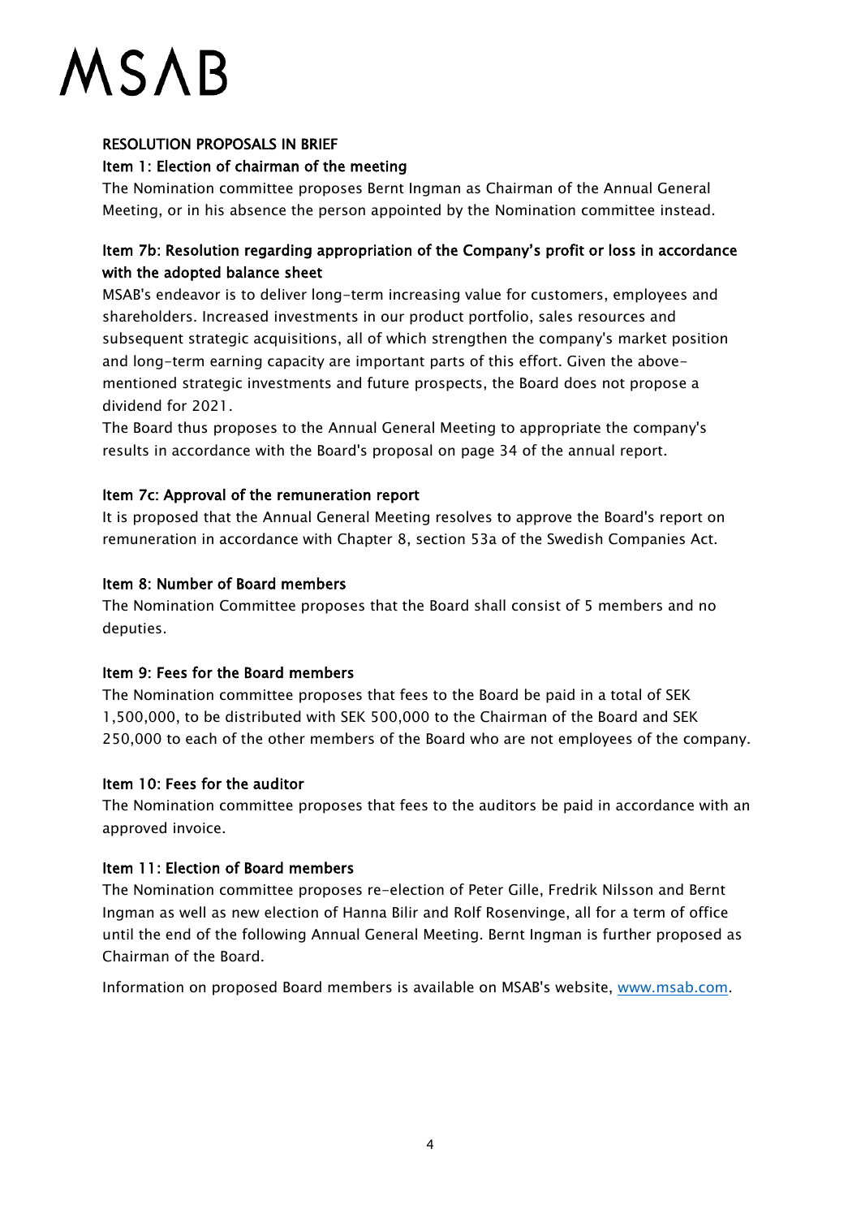## RESOLUTION PROPOSALS IN BRIEF

### Item 1: Election of chairman of the meeting

The Nomination committee proposes Bernt Ingman as Chairman of the Annual General Meeting, or in his absence the person appointed by the Nomination committee instead.

### Item 7b: Resolution regarding appropriation of the Company's profit or loss in accordance with the adopted balance sheet

MSAB's endeavor is to deliver long-term increasing value for customers, employees and shareholders. Increased investments in our product portfolio, sales resources and subsequent strategic acquisitions, all of which strengthen the company's market position and long-term earning capacity are important parts of this effort. Given the above-mentioned strategic investments and future prospects, the Board does not propose a dividend for 2021.

The Board thus proposes to the Annual General Meeting to appropriate the company's results in accordance with the Board's proposal on page 34 of the annual report.

### Item 7c: Approval of the remuneration report

It is proposed that the Annual General Meeting resolves to approve the Board's report on remuneration in accordance with Chapter 8, section 53a of the Swedish Companies Act.

### Item 8: Number of Board members

The Nomination Committee proposes that the Board shall consist of 5 members and no deputies.

### Item 9: Fees for the Board members

The Nomination committee proposes that fees to the Board be paid in a total of SEK 1,500,000, to be distributed with SEK 500,000 to the Chairman of the Board and SEK 250,000 to each of the other members of the Board who are not employees of the company.

### Item 10: Fees for the auditor

The Nomination committee proposes that fees to the auditors be paid in accordance with an approved invoice.

### Item 11: Election of Board members

The Nomination committee proposes re-election of Peter Gille, Fredrik Nilsson and Bernt Ingman as well as new election of Hanna Bilir and Rolf Rosenvinge, all for a term of office until the end of the following Annual General Meeting. Bernt Ingman is further proposed as Chairman of the Board.

Information on proposed Board members is available on MSAB's website, [www.msab.com](http://www.msab.com).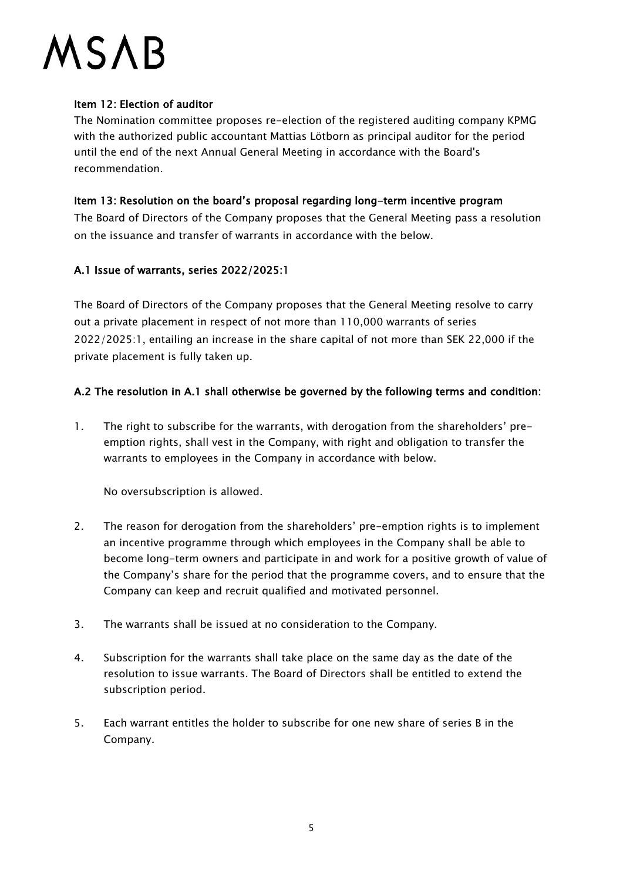**Item 12: Election of auditor**

The Nomination committee proposes re-election of the registered auditing company KPMG with the authorized public accountant Mattias Lötborn as principal auditor for the period until the end of the next Annual General Meeting in accordance with the Board's recommendation.

**Item 13: Resolution on the board's proposal regarding long-term incentive program**

The Board of Directors of the Company proposes that the General Meeting pass a resolution on the issuance and transfer of warrants in accordance with the below.

**A.1 Issue of warrants, series 2022/2025:1**

The Board of Directors of the Company proposes that the General Meeting resolve to carry out a private placement in respect of not more than 110,000 warrants of series 2022/2025:1, entailing an increase in the share capital of not more than SEK 22,000 if the private placement is fully taken up.

**A.2 The resolution in A.1 shall otherwise be governed by the following terms and condition:**

1. The right to subscribe for the warrants, with derogation from the shareholders' pre-emption rights, shall vest in the Company, with right and obligation to transfer the warrants to employees in the Company in accordance with below.

   No oversubscription is allowed.

2. The reason for derogation from the shareholders' pre-emption rights is to implement an incentive programme through which employees in the Company shall be able to become long-term owners and participate in and work for a positive growth of value of the Company's share for the period that the programme covers, and to ensure that the Company can keep and recruit qualified and motivated personnel.

3. The warrants shall be issued at no consideration to the Company.

4. Subscription for the warrants shall take place on the same day as the date of the resolution to issue warrants. The Board of Directors shall be entitled to extend the subscription period.

5. Each warrant entitles the holder to subscribe for one new share of series B in the Company.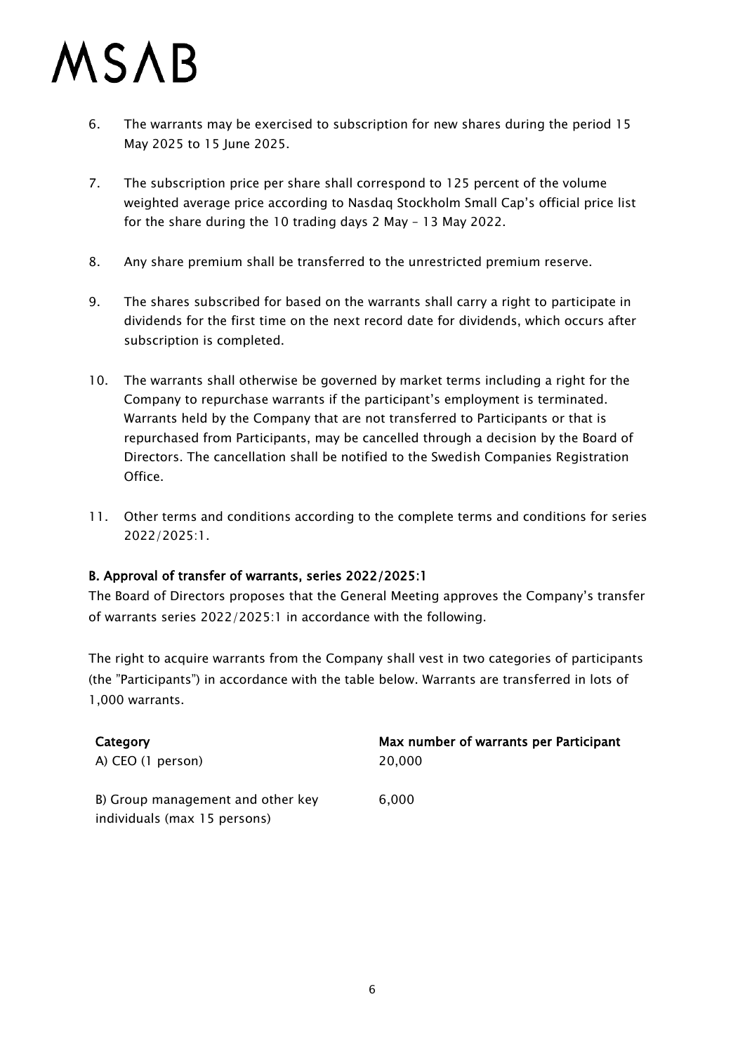6. The warrants may be exercised to subscription for new shares during the period 15 May 2025 to 15 June 2025.

7. The subscription price per share shall correspond to 125 percent of the volume weighted average price according to Nasdaq Stockholm Small Cap's official price list for the share during the 10 trading days 2 May – 13 May 2022.

8. Any share premium shall be transferred to the unrestricted premium reserve.

9. The shares subscribed for based on the warrants shall carry a right to participate in dividends for the first time on the next record date for dividends, which occurs after subscription is completed.

10. The warrants shall otherwise be governed by market terms including a right for the Company to repurchase warrants if the participant's employment is terminated. Warrants held by the Company that are not transferred to Participants or that is repurchased from Participants, may be cancelled through a decision by the Board of Directors. The cancellation shall be notified to the Swedish Companies Registration Office.

11. Other terms and conditions according to the complete terms and conditions for series 2022/2025:1.

**B. Approval of transfer of warrants, series 2022/2025:1**

The Board of Directors proposes that the General Meeting approves the Company's transfer of warrants series 2022/2025:1 in accordance with the following.

The right to acquire warrants from the Company shall vest in two categories of participants (the "Participants") in accordance with the table below. Warrants are transferred in lots of 1,000 warrants.

| Category | Max number of warrants per Participant |
|---|---|
| A) CEO (1 person) | 20,000 |
| B) Group management and other key individuals (max 15 persons) | 6,000 |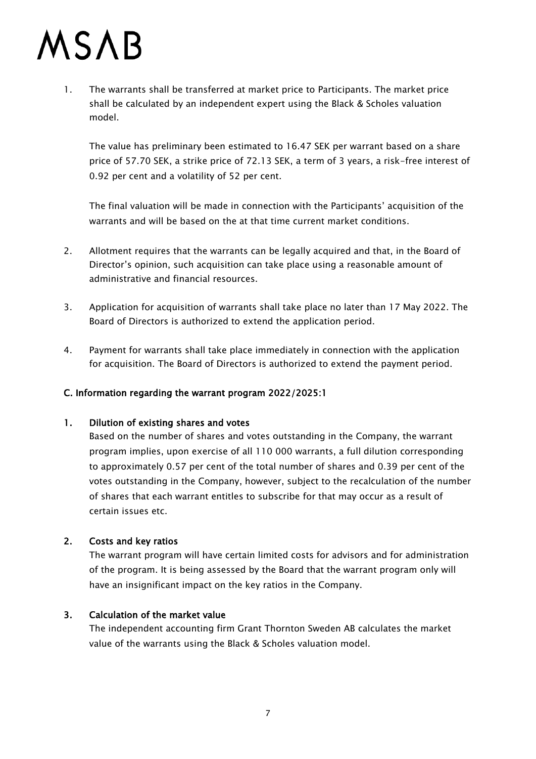1. The warrants shall be transferred at market price to Participants. The market price shall be calculated by an independent expert using the Black & Scholes valuation model.

   The value has preliminary been estimated to 16.47 SEK per warrant based on a share price of 57.70 SEK, a strike price of 72.13 SEK, a term of 3 years, a risk-free interest of 0.92 per cent and a volatility of 52 per cent.

   The final valuation will be made in connection with the Participants' acquisition of the warrants and will be based on the at that time current market conditions.

2. Allotment requires that the warrants can be legally acquired and that, in the Board of Director's opinion, such acquisition can take place using a reasonable amount of administrative and financial resources.

3. Application for acquisition of warrants shall take place no later than 17 May 2022. The Board of Directors is authorized to extend the application period.

4. Payment for warrants shall take place immediately in connection with the application for acquisition. The Board of Directors is authorized to extend the payment period.

**C. Information regarding the warrant program 2022/2025:1**

**1. Dilution of existing shares and votes**

Based on the number of shares and votes outstanding in the Company, the warrant program implies, upon exercise of all 110 000 warrants, a full dilution corresponding to approximately 0.57 per cent of the total number of shares and 0.39 per cent of the votes outstanding in the Company, however, subject to the recalculation of the number of shares that each warrant entitles to subscribe for that may occur as a result of certain issues etc.

**2. Costs and key ratios**

The warrant program will have certain limited costs for advisors and for administration of the program. It is being assessed by the Board that the warrant program only will have an insignificant impact on the key ratios in the Company.

**3. Calculation of the market value**

The independent accounting firm Grant Thornton Sweden AB calculates the market value of the warrants using the Black & Scholes valuation model.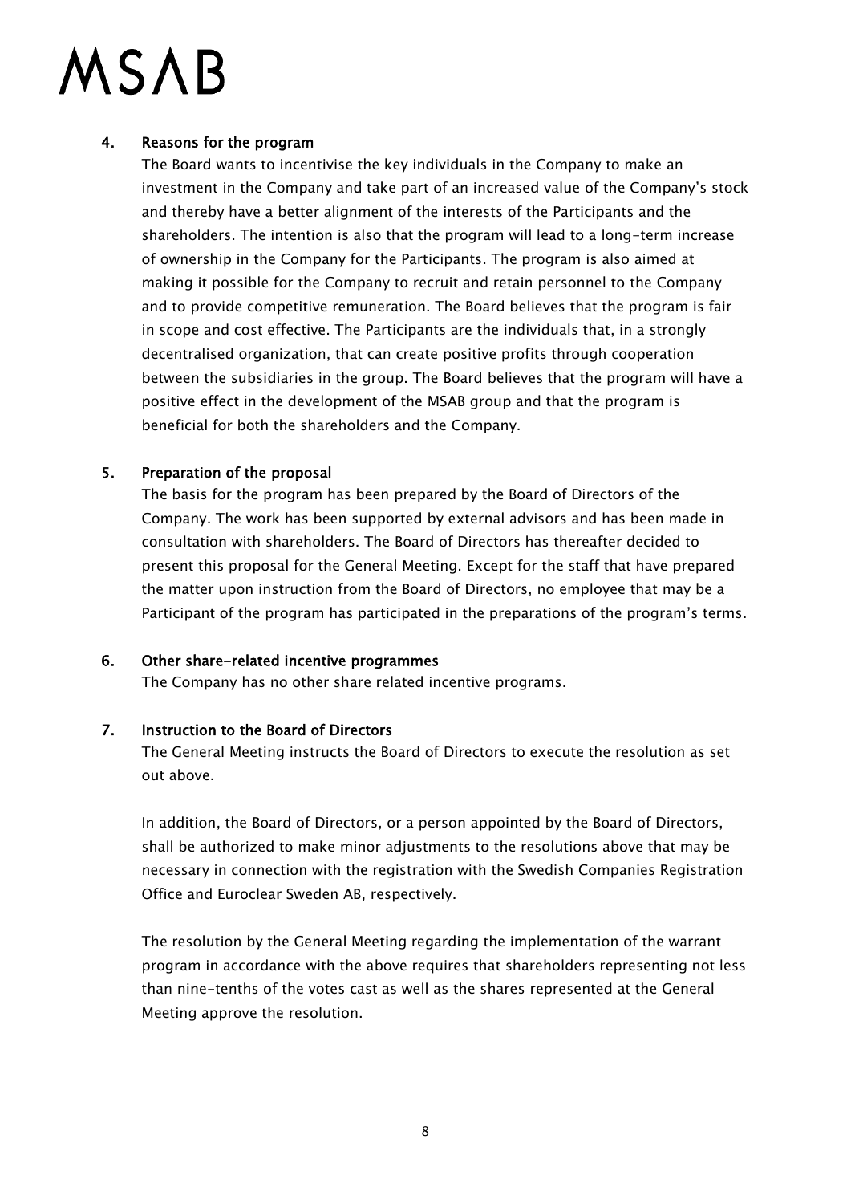MSAB

### 4. Reasons for the program

The Board wants to incentivise the key individuals in the Company to make an investment in the Company and take part of an increased value of the Company's stock and thereby have a better alignment of the interests of the Participants and the shareholders. The intention is also that the program will lead to a long-term increase of ownership in the Company for the Participants. The program is also aimed at making it possible for the Company to recruit and retain personnel to the Company and to provide competitive remuneration. The Board believes that the program is fair in scope and cost effective. The Participants are the individuals that, in a strongly decentralised organization, that can create positive profits through cooperation between the subsidiaries in the group. The Board believes that the program will have a positive effect in the development of the MSAB group and that the program is beneficial for both the shareholders and the Company.

### 5. Preparation of the proposal

The basis for the program has been prepared by the Board of Directors of the Company. The work has been supported by external advisors and has been made in consultation with shareholders. The Board of Directors has thereafter decided to present this proposal for the General Meeting. Except for the staff that have prepared the matter upon instruction from the Board of Directors, no employee that may be a Participant of the program has participated in the preparations of the program's terms.

### 6. Other share-related incentive programmes

The Company has no other share related incentive programs.

### 7. Instruction to the Board of Directors

The General Meeting instructs the Board of Directors to execute the resolution as set out above.

In addition, the Board of Directors, or a person appointed by the Board of Directors, shall be authorized to make minor adjustments to the resolutions above that may be necessary in connection with the registration with the Swedish Companies Registration Office and Euroclear Sweden AB, respectively.

The resolution by the General Meeting regarding the implementation of the warrant program in accordance with the above requires that shareholders representing not less than nine-tenths of the votes cast as well as the shares represented at the General Meeting approve the resolution.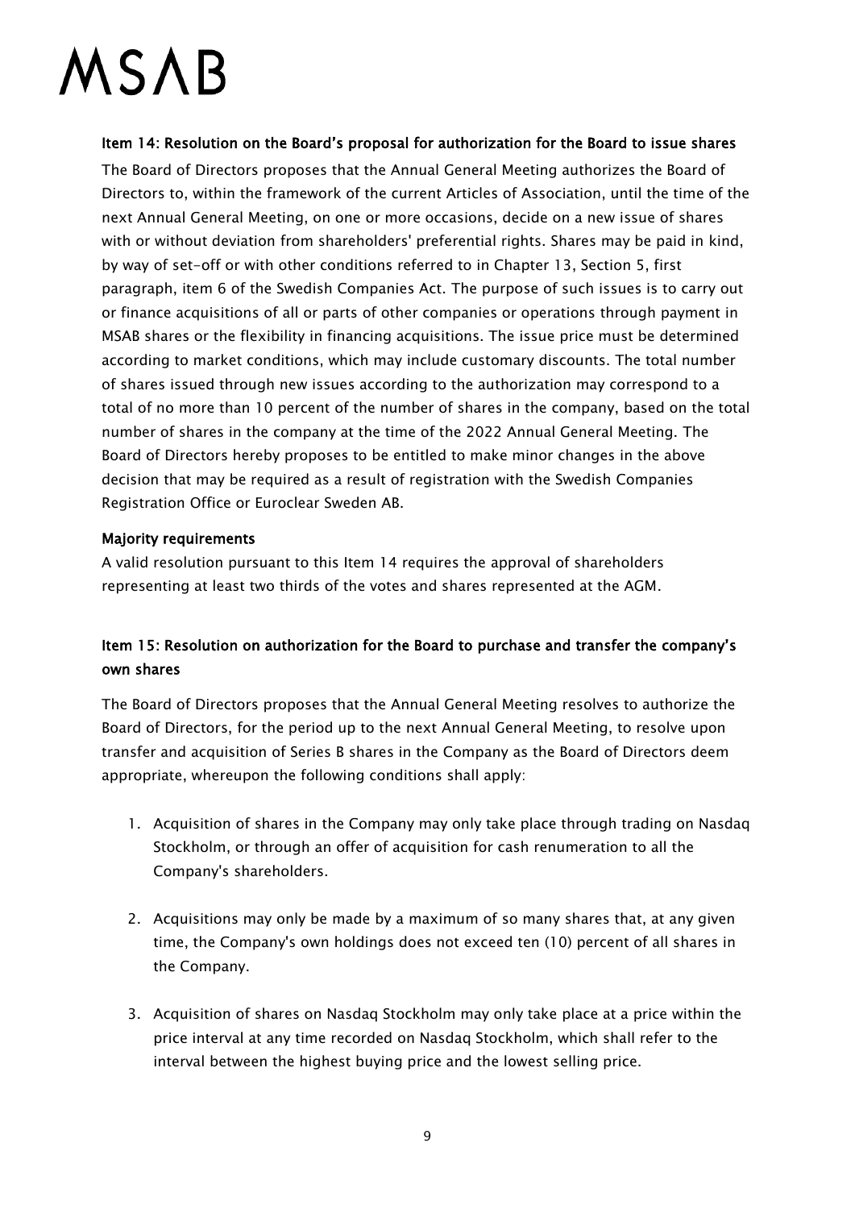### Item 14: Resolution on the Board's proposal for authorization for the Board to issue shares

The Board of Directors proposes that the Annual General Meeting authorizes the Board of Directors to, within the framework of the current Articles of Association, until the time of the next Annual General Meeting, on one or more occasions, decide on a new issue of shares with or without deviation from shareholders' preferential rights. Shares may be paid in kind, by way of set-off or with other conditions referred to in Chapter 13, Section 5, first paragraph, item 6 of the Swedish Companies Act. The purpose of such issues is to carry out or finance acquisitions of all or parts of other companies or operations through payment in MSAB shares or the flexibility in financing acquisitions. The issue price must be determined according to market conditions, which may include customary discounts. The total number of shares issued through new issues according to the authorization may correspond to a total of no more than 10 percent of the number of shares in the company, based on the total number of shares in the company at the time of the 2022 Annual General Meeting. The Board of Directors hereby proposes to be entitled to make minor changes in the above decision that may be required as a result of registration with the Swedish Companies Registration Office or Euroclear Sweden AB.

#### Majority requirements

A valid resolution pursuant to this Item 14 requires the approval of shareholders representing at least two thirds of the votes and shares represented at the AGM.

### Item 15: Resolution on authorization for the Board to purchase and transfer the company's own shares

The Board of Directors proposes that the Annual General Meeting resolves to authorize the Board of Directors, for the period up to the next Annual General Meeting, to resolve upon transfer and acquisition of Series B shares in the Company as the Board of Directors deem appropriate, whereupon the following conditions shall apply:

1. Acquisition of shares in the Company may only take place through trading on Nasdaq Stockholm, or through an offer of acquisition for cash renumeration to all the Company's shareholders.

2. Acquisitions may only be made by a maximum of so many shares that, at any given time, the Company's own holdings does not exceed ten (10) percent of all shares in the Company.

3. Acquisition of shares on Nasdaq Stockholm may only take place at a price within the price interval at any time recorded on Nasdaq Stockholm, which shall refer to the interval between the highest buying price and the lowest selling price.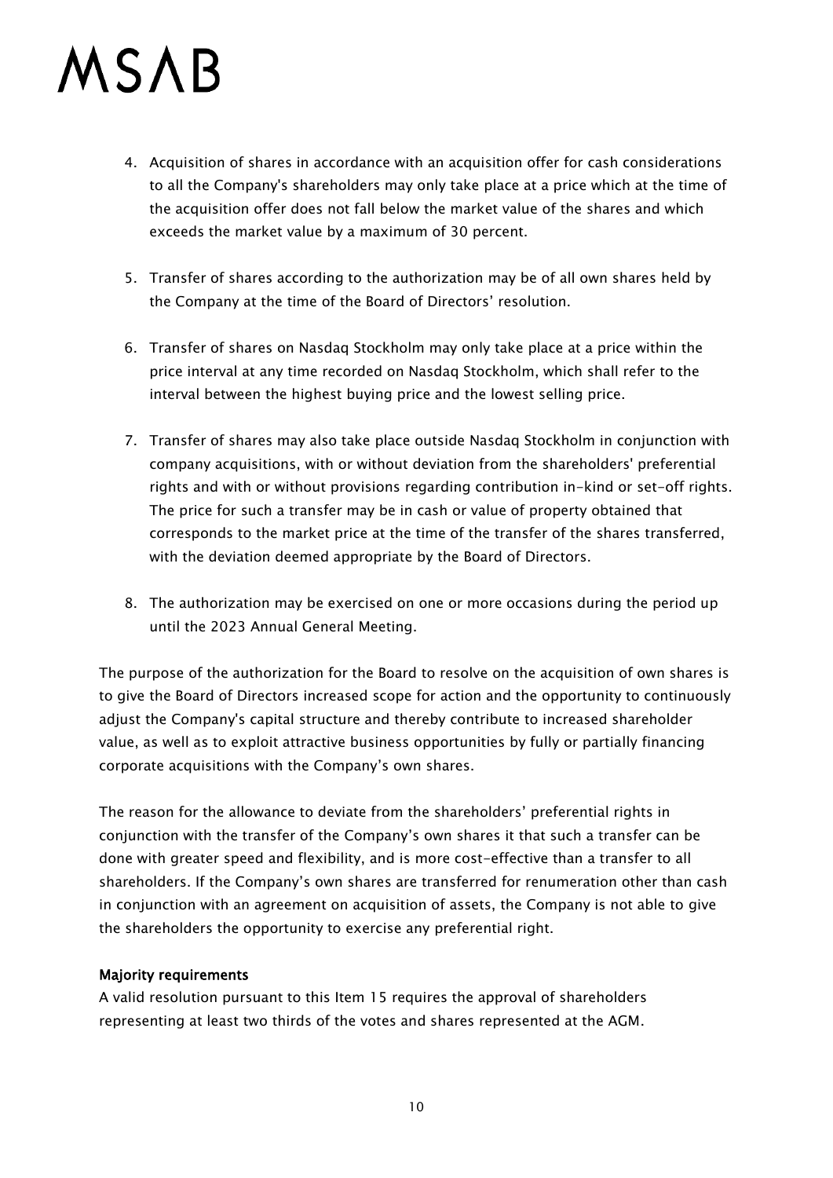4. Acquisition of shares in accordance with an acquisition offer for cash considerations to all the Company's shareholders may only take place at a price which at the time of the acquisition offer does not fall below the market value of the shares and which exceeds the market value by a maximum of 30 percent.

5. Transfer of shares according to the authorization may be of all own shares held by the Company at the time of the Board of Directors' resolution.

6. Transfer of shares on Nasdaq Stockholm may only take place at a price within the price interval at any time recorded on Nasdaq Stockholm, which shall refer to the interval between the highest buying price and the lowest selling price.

7. Transfer of shares may also take place outside Nasdaq Stockholm in conjunction with company acquisitions, with or without deviation from the shareholders' preferential rights and with or without provisions regarding contribution in-kind or set-off rights. The price for such a transfer may be in cash or value of property obtained that corresponds to the market price at the time of the transfer of the shares transferred, with the deviation deemed appropriate by the Board of Directors.

8. The authorization may be exercised on one or more occasions during the period up until the 2023 Annual General Meeting.

The purpose of the authorization for the Board to resolve on the acquisition of own shares is to give the Board of Directors increased scope for action and the opportunity to continuously adjust the Company's capital structure and thereby contribute to increased shareholder value, as well as to exploit attractive business opportunities by fully or partially financing corporate acquisitions with the Company's own shares.

The reason for the allowance to deviate from the shareholders' preferential rights in conjunction with the transfer of the Company's own shares it that such a transfer can be done with greater speed and flexibility, and is more cost-effective than a transfer to all shareholders. If the Company's own shares are transferred for renumeration other than cash in conjunction with an agreement on acquisition of assets, the Company is not able to give the shareholders the opportunity to exercise any preferential right.

**Majority requirements**

A valid resolution pursuant to this Item 15 requires the approval of shareholders representing at least two thirds of the votes and shares represented at the AGM.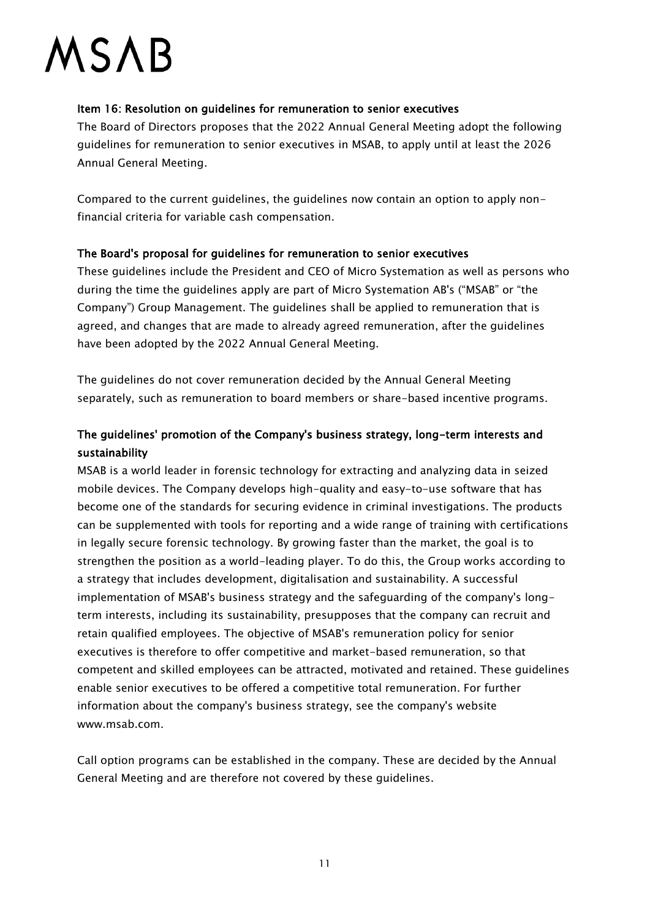**Item 16: Resolution on guidelines for remuneration to senior executives**

The Board of Directors proposes that the 2022 Annual General Meeting adopt the following guidelines for remuneration to senior executives in MSAB, to apply until at least the 2026 Annual General Meeting.

Compared to the current guidelines, the guidelines now contain an option to apply non-financial criteria for variable cash compensation.

**The Board's proposal for guidelines for remuneration to senior executives**

These guidelines include the President and CEO of Micro Systemation as well as persons who during the time the guidelines apply are part of Micro Systemation AB's ("MSAB" or "the Company") Group Management. The guidelines shall be applied to remuneration that is agreed, and changes that are made to already agreed remuneration, after the guidelines have been adopted by the 2022 Annual General Meeting.

The guidelines do not cover remuneration decided by the Annual General Meeting separately, such as remuneration to board members or share-based incentive programs.

**The guidelines' promotion of the Company's business strategy, long-term interests and sustainability**

MSAB is a world leader in forensic technology for extracting and analyzing data in seized mobile devices. The Company develops high-quality and easy-to-use software that has become one of the standards for securing evidence in criminal investigations. The products can be supplemented with tools for reporting and a wide range of training with certifications in legally secure forensic technology. By growing faster than the market, the goal is to strengthen the position as a world-leading player. To do this, the Group works according to a strategy that includes development, digitalisation and sustainability. A successful implementation of MSAB's business strategy and the safeguarding of the company's long-term interests, including its sustainability, presupposes that the company can recruit and retain qualified employees. The objective of MSAB's remuneration policy for senior executives is therefore to offer competitive and market-based remuneration, so that competent and skilled employees can be attracted, motivated and retained. These guidelines enable senior executives to be offered a competitive total remuneration. For further information about the company's business strategy, see the company's website www.msab.com.

Call option programs can be established in the company. These are decided by the Annual General Meeting and are therefore not covered by these guidelines.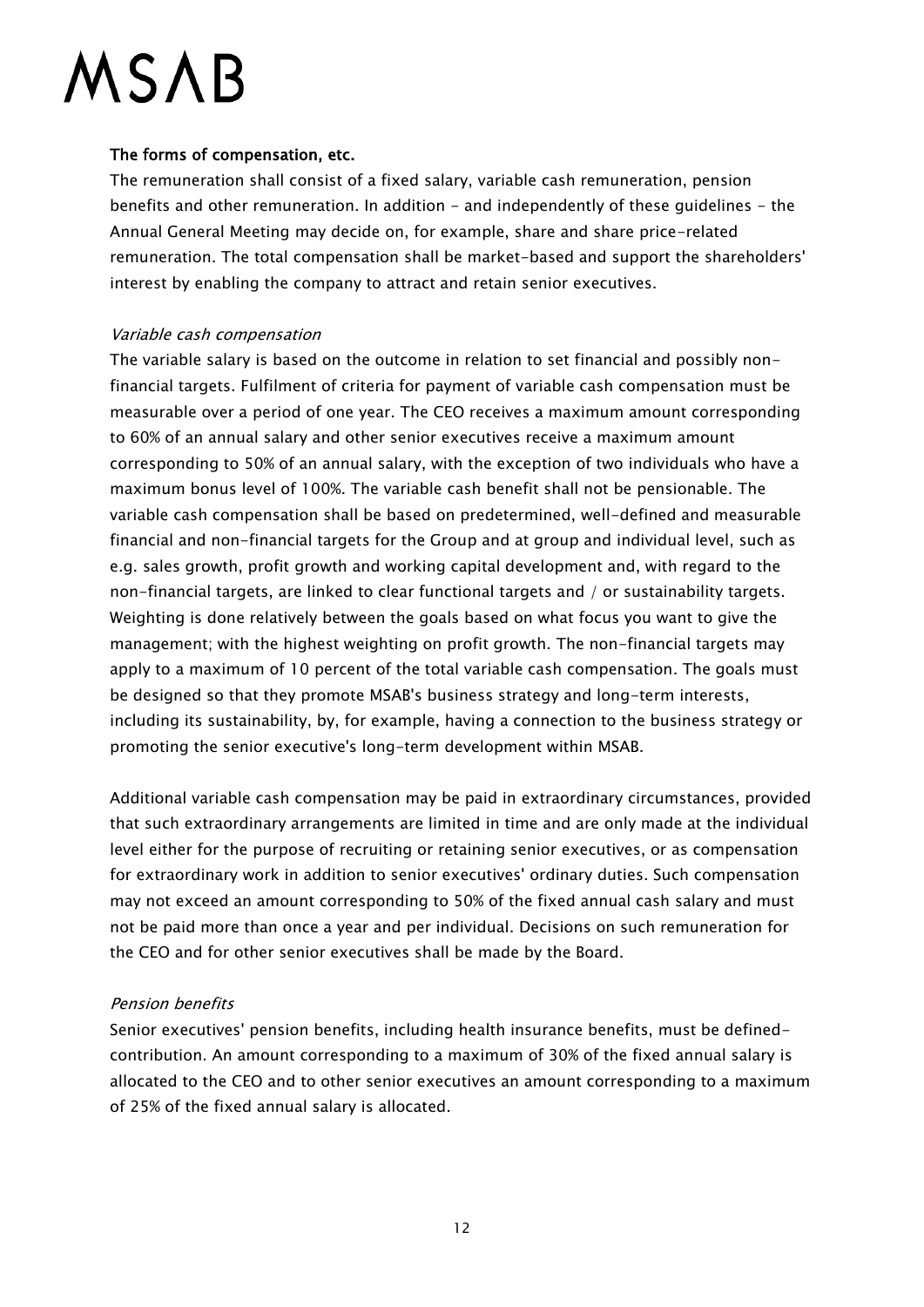### The forms of compensation, etc.

The remuneration shall consist of a fixed salary, variable cash remuneration, pension benefits and other remuneration. In addition - and independently of these guidelines - the Annual General Meeting may decide on, for example, share and share price-related remuneration. The total compensation shall be market-based and support the shareholders' interest by enabling the company to attract and retain senior executives.

*Variable cash compensation*

The variable salary is based on the outcome in relation to set financial and possibly non-financial targets. Fulfilment of criteria for payment of variable cash compensation must be measurable over a period of one year. The CEO receives a maximum amount corresponding to 60% of an annual salary and other senior executives receive a maximum amount corresponding to 50% of an annual salary, with the exception of two individuals who have a maximum bonus level of 100%. The variable cash benefit shall not be pensionable. The variable cash compensation shall be based on predetermined, well-defined and measurable financial and non-financial targets for the Group and at group and individual level, such as e.g. sales growth, profit growth and working capital development and, with regard to the non-financial targets, are linked to clear functional targets and / or sustainability targets. Weighting is done relatively between the goals based on what focus you want to give the management; with the highest weighting on profit growth. The non-financial targets may apply to a maximum of 10 percent of the total variable cash compensation. The goals must be designed so that they promote MSAB's business strategy and long-term interests, including its sustainability, by, for example, having a connection to the business strategy or promoting the senior executive's long-term development within MSAB.

Additional variable cash compensation may be paid in extraordinary circumstances, provided that such extraordinary arrangements are limited in time and are only made at the individual level either for the purpose of recruiting or retaining senior executives, or as compensation for extraordinary work in addition to senior executives' ordinary duties. Such compensation may not exceed an amount corresponding to 50% of the fixed annual cash salary and must not be paid more than once a year and per individual. Decisions on such remuneration for the CEO and for other senior executives shall be made by the Board.

*Pension benefits*

Senior executives' pension benefits, including health insurance benefits, must be defined-contribution. An amount corresponding to a maximum of 30% of the fixed annual salary is allocated to the CEO and to other senior executives an amount corresponding to a maximum of 25% of the fixed annual salary is allocated.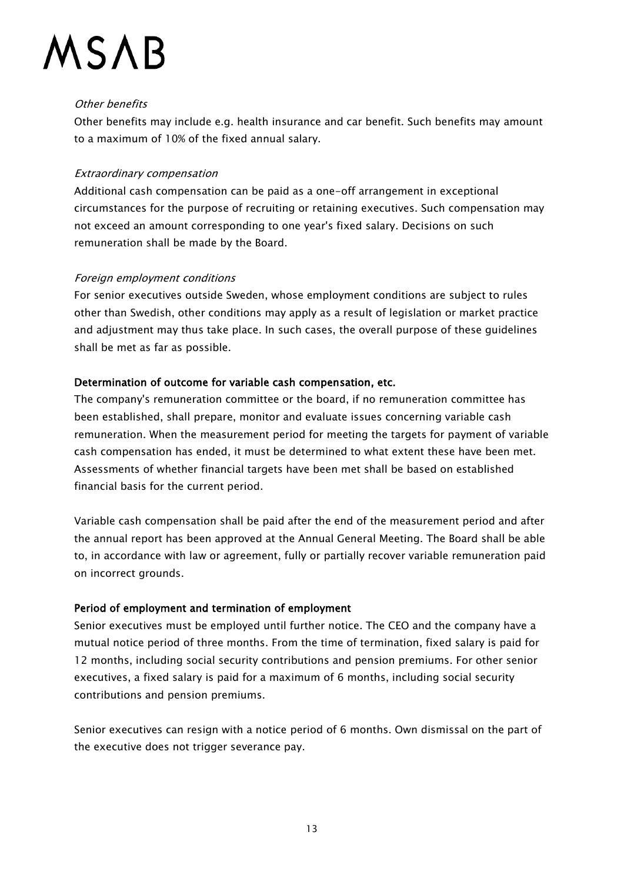*Other benefits*

Other benefits may include e.g. health insurance and car benefit. Such benefits may amount to a maximum of 10% of the fixed annual salary.

*Extraordinary compensation*

Additional cash compensation can be paid as a one-off arrangement in exceptional circumstances for the purpose of recruiting or retaining executives. Such compensation may not exceed an amount corresponding to one year's fixed salary. Decisions on such remuneration shall be made by the Board.

*Foreign employment conditions*

For senior executives outside Sweden, whose employment conditions are subject to rules other than Swedish, other conditions may apply as a result of legislation or market practice and adjustment may thus take place. In such cases, the overall purpose of these guidelines shall be met as far as possible.

**Determination of outcome for variable cash compensation, etc.**

The company's remuneration committee or the board, if no remuneration committee has been established, shall prepare, monitor and evaluate issues concerning variable cash remuneration. When the measurement period for meeting the targets for payment of variable cash compensation has ended, it must be determined to what extent these have been met. Assessments of whether financial targets have been met shall be based on established financial basis for the current period.

Variable cash compensation shall be paid after the end of the measurement period and after the annual report has been approved at the Annual General Meeting. The Board shall be able to, in accordance with law or agreement, fully or partially recover variable remuneration paid on incorrect grounds.

**Period of employment and termination of employment**

Senior executives must be employed until further notice. The CEO and the company have a mutual notice period of three months. From the time of termination, fixed salary is paid for 12 months, including social security contributions and pension premiums. For other senior executives, a fixed salary is paid for a maximum of 6 months, including social security contributions and pension premiums.

Senior executives can resign with a notice period of 6 months. Own dismissal on the part of the executive does not trigger severance pay.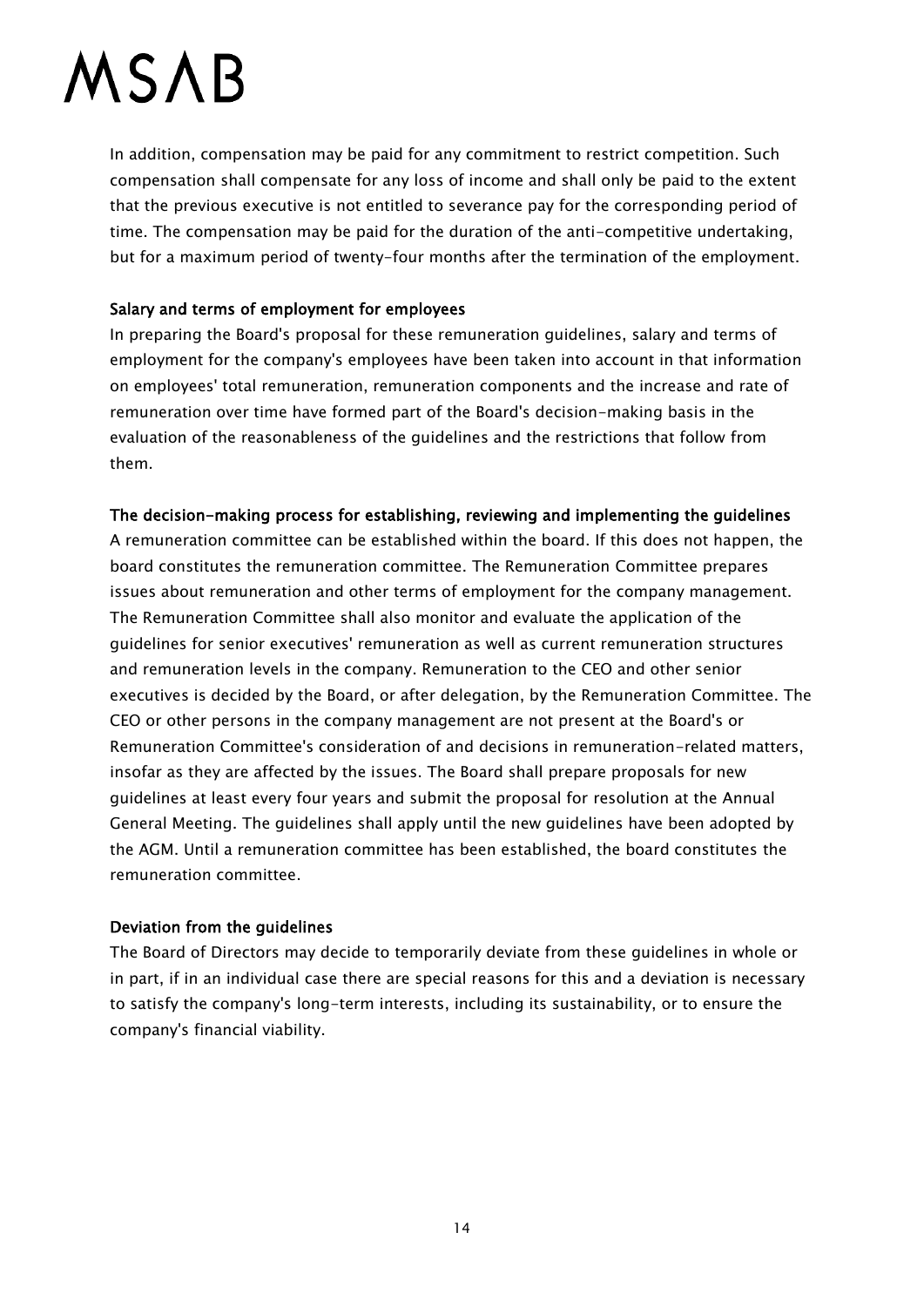In addition, compensation may be paid for any commitment to restrict competition. Such compensation shall compensate for any loss of income and shall only be paid to the extent that the previous executive is not entitled to severance pay for the corresponding period of time. The compensation may be paid for the duration of the anti-competitive undertaking, but for a maximum period of twenty-four months after the termination of the employment.

**Salary and terms of employment for employees**

In preparing the Board's proposal for these remuneration guidelines, salary and terms of employment for the company's employees have been taken into account in that information on employees' total remuneration, remuneration components and the increase and rate of remuneration over time have formed part of the Board's decision-making basis in the evaluation of the reasonableness of the guidelines and the restrictions that follow from them.

**The decision-making process for establishing, reviewing and implementing the guidelines**

A remuneration committee can be established within the board. If this does not happen, the board constitutes the remuneration committee. The Remuneration Committee prepares issues about remuneration and other terms of employment for the company management. The Remuneration Committee shall also monitor and evaluate the application of the guidelines for senior executives' remuneration as well as current remuneration structures and remuneration levels in the company. Remuneration to the CEO and other senior executives is decided by the Board, or after delegation, by the Remuneration Committee. The CEO or other persons in the company management are not present at the Board's or Remuneration Committee's consideration of and decisions in remuneration-related matters, insofar as they are affected by the issues. The Board shall prepare proposals for new guidelines at least every four years and submit the proposal for resolution at the Annual General Meeting. The guidelines shall apply until the new guidelines have been adopted by the AGM. Until a remuneration committee has been established, the board constitutes the remuneration committee.

**Deviation from the guidelines**

The Board of Directors may decide to temporarily deviate from these guidelines in whole or in part, if in an individual case there are special reasons for this and a deviation is necessary to satisfy the company's long-term interests, including its sustainability, or to ensure the company's financial viability.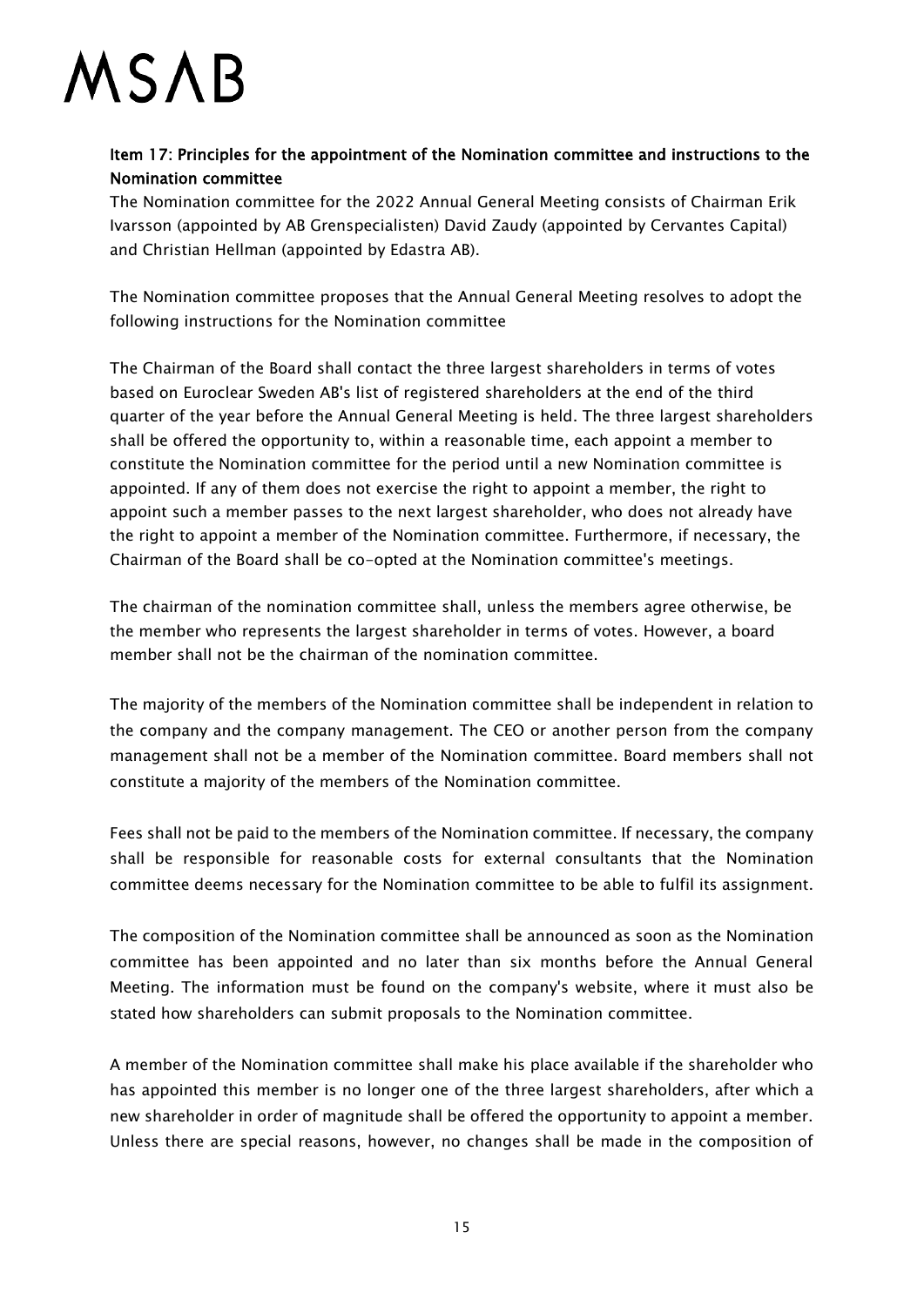### Item 17: Principles for the appointment of the Nomination committee and instructions to the Nomination committee

The Nomination committee for the 2022 Annual General Meeting consists of Chairman Erik Ivarsson (appointed by AB Grenspecialisten) David Zaudy (appointed by Cervantes Capital) and Christian Hellman (appointed by Edastra AB).

The Nomination committee proposes that the Annual General Meeting resolves to adopt the following instructions for the Nomination committee

The Chairman of the Board shall contact the three largest shareholders in terms of votes based on Euroclear Sweden AB's list of registered shareholders at the end of the third quarter of the year before the Annual General Meeting is held. The three largest shareholders shall be offered the opportunity to, within a reasonable time, each appoint a member to constitute the Nomination committee for the period until a new Nomination committee is appointed. If any of them does not exercise the right to appoint a member, the right to appoint such a member passes to the next largest shareholder, who does not already have the right to appoint a member of the Nomination committee. Furthermore, if necessary, the Chairman of the Board shall be co-opted at the Nomination committee's meetings.

The chairman of the nomination committee shall, unless the members agree otherwise, be the member who represents the largest shareholder in terms of votes. However, a board member shall not be the chairman of the nomination committee.

The majority of the members of the Nomination committee shall be independent in relation to the company and the company management. The CEO or another person from the company management shall not be a member of the Nomination committee. Board members shall not constitute a majority of the members of the Nomination committee.

Fees shall not be paid to the members of the Nomination committee. If necessary, the company shall be responsible for reasonable costs for external consultants that the Nomination committee deems necessary for the Nomination committee to be able to fulfil its assignment.

The composition of the Nomination committee shall be announced as soon as the Nomination committee has been appointed and no later than six months before the Annual General Meeting. The information must be found on the company's website, where it must also be stated how shareholders can submit proposals to the Nomination committee.

A member of the Nomination committee shall make his place available if the shareholder who has appointed this member is no longer one of the three largest shareholders, after which a new shareholder in order of magnitude shall be offered the opportunity to appoint a member. Unless there are special reasons, however, no changes shall be made in the composition of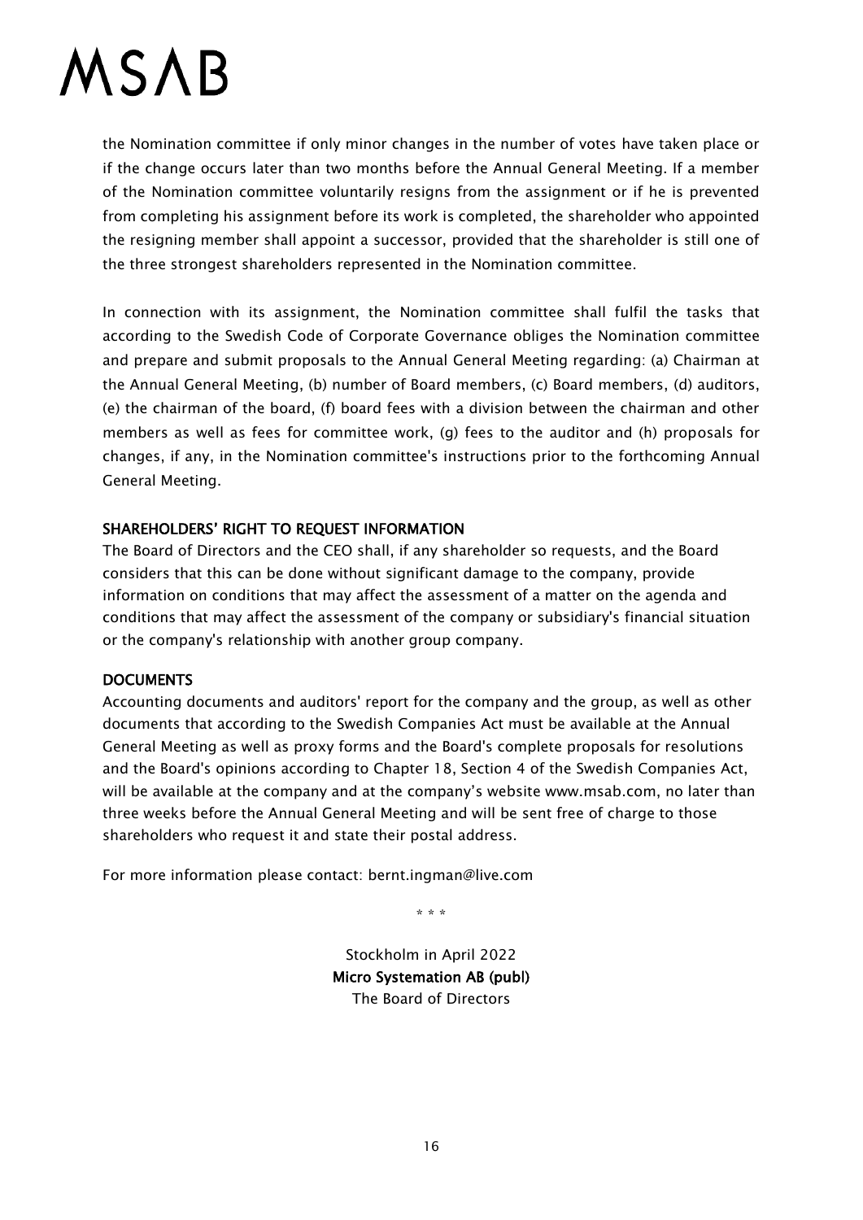the Nomination committee if only minor changes in the number of votes have taken place or if the change occurs later than two months before the Annual General Meeting. If a member of the Nomination committee voluntarily resigns from the assignment or if he is prevented from completing his assignment before its work is completed, the shareholder who appointed the resigning member shall appoint a successor, provided that the shareholder is still one of the three strongest shareholders represented in the Nomination committee.

In connection with its assignment, the Nomination committee shall fulfil the tasks that according to the Swedish Code of Corporate Governance obliges the Nomination committee and prepare and submit proposals to the Annual General Meeting regarding: (a) Chairman at the Annual General Meeting, (b) number of Board members, (c) Board members, (d) auditors, (e) the chairman of the board, (f) board fees with a division between the chairman and other members as well as fees for committee work, (g) fees to the auditor and (h) proposals for changes, if any, in the Nomination committee's instructions prior to the forthcoming Annual General Meeting.

## SHAREHOLDERS' RIGHT TO REQUEST INFORMATION

The Board of Directors and the CEO shall, if any shareholder so requests, and the Board considers that this can be done without significant damage to the company, provide information on conditions that may affect the assessment of a matter on the agenda and conditions that may affect the assessment of the company or subsidiary's financial situation or the company's relationship with another group company.

## DOCUMENTS

Accounting documents and auditors' report for the company and the group, as well as other documents that according to the Swedish Companies Act must be available at the Annual General Meeting as well as proxy forms and the Board's complete proposals for resolutions and the Board's opinions according to Chapter 18, Section 4 of the Swedish Companies Act, will be available at the company and at the company's website www.msab.com, no later than three weeks before the Annual General Meeting and will be sent free of charge to those shareholders who request it and state their postal address.

For more information please contact: bernt.ingman@live.com

\* \* \*

Stockholm in April 2022
**Micro Systemation AB (publ)**
The Board of Directors